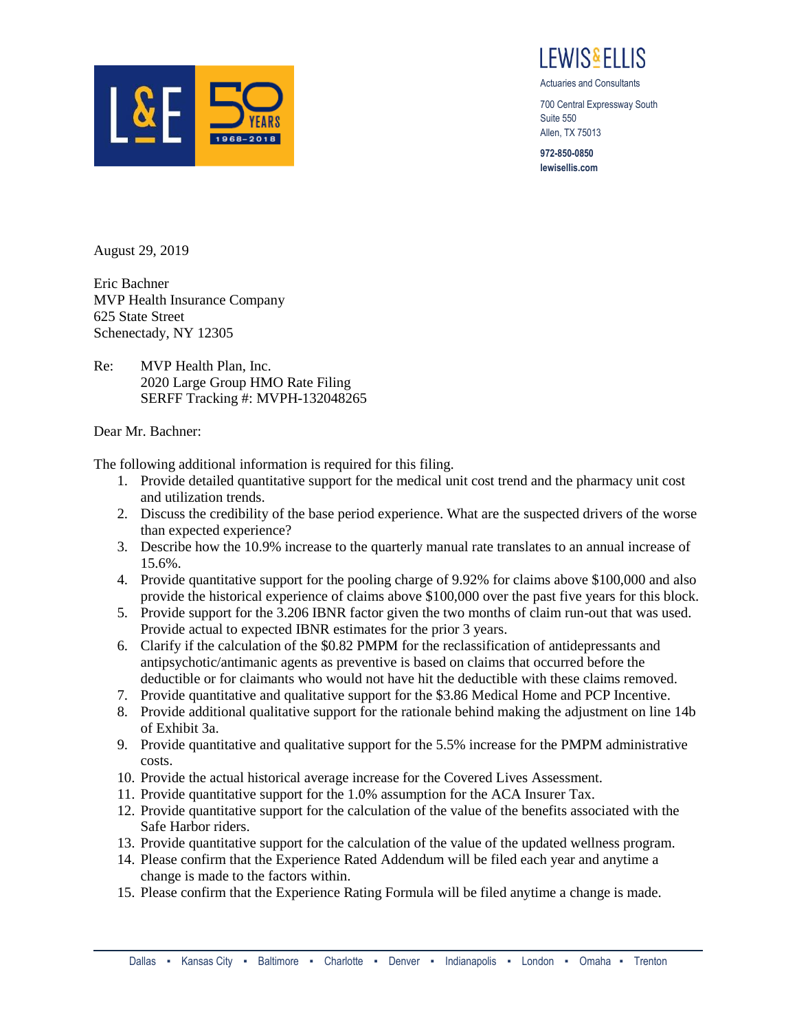LEWIS & ELLIS

Actuaries and Consultants

700 Central Expressway South
Suite 550
Allen, TX 75013

972-850-0850
lewisellis.com

August 29, 2019

Eric Bachner
MVP Health Insurance Company
625 State Street
Schenectady, NY 12305

Re: MVP Health Plan, Inc.
2020 Large Group HMO Rate Filing
SERFF Tracking #: MVPH-132048265

Dear Mr. Bachner:

The following additional information is required for this filing.

1. Provide detailed quantitative support for the medical unit cost trend and the pharmacy unit cost and utilization trends.
2. Discuss the credibility of the base period experience. What are the suspected drivers of the worse than expected experience?
3. Describe how the 10.9% increase to the quarterly manual rate translates to an annual increase of 15.6%.
4. Provide quantitative support for the pooling charge of 9.92% for claims above $100,000 and also provide the historical experience of claims above $100,000 over the past five years for this block.
5. Provide support for the 3.206 IBNR factor given the two months of claim run-out that was used. Provide actual to expected IBNR estimates for the prior 3 years.
6. Clarify if the calculation of the $0.82 PMPM for the reclassification of antidepressants and antipsychotic/antimanic agents as preventive is based on claims that occurred before the deductible or for claimants who would not have hit the deductible with these claims removed.
7. Provide quantitative and qualitative support for the $3.86 Medical Home and PCP Incentive.
8. Provide additional qualitative support for the rationale behind making the adjustment on line 14b of Exhibit 3a.
9. Provide quantitative and qualitative support for the 5.5% increase for the PMPM administrative costs.
10. Provide the actual historical average increase for the Covered Lives Assessment.
11. Provide quantitative support for the 1.0% assumption for the ACA Insurer Tax.
12. Provide quantitative support for the calculation of the value of the benefits associated with the Safe Harbor riders.
13. Provide quantitative support for the calculation of the value of the updated wellness program.
14. Please confirm that the Experience Rated Addendum will be filed each year and anytime a change is made to the factors within.
15. Please confirm that the Experience Rating Formula will be filed anytime a change is made.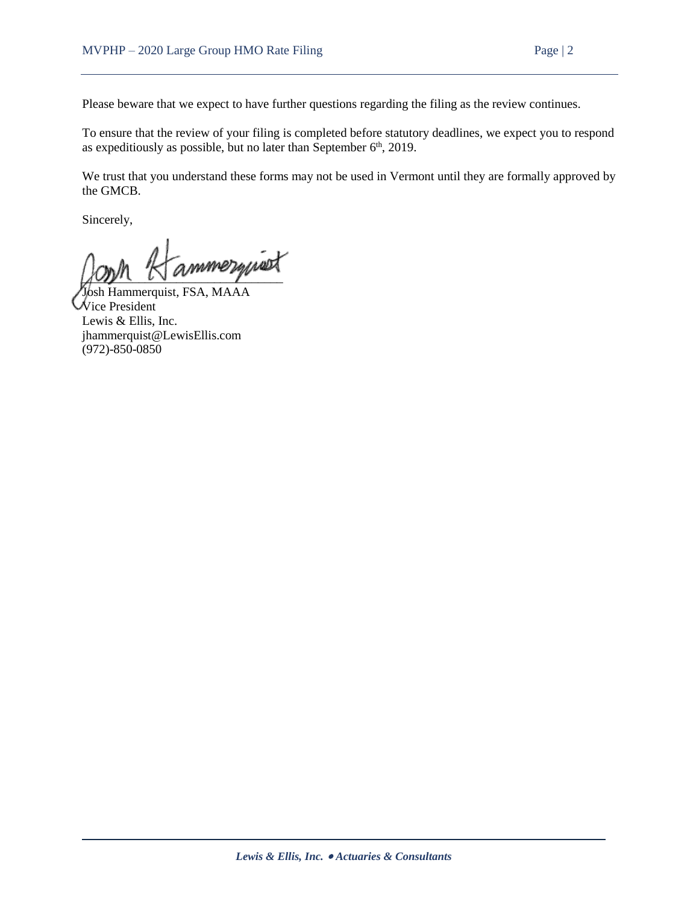Please beware that we expect to have further questions regarding the filing as the review continues.

To ensure that the review of your filing is completed before statutory deadlines, we expect you to respond as expeditiously as possible, but no later than September 6th, 2019.

We trust that you understand these forms may not be used in Vermont until they are formally approved by the GMCB.

Sincerely,

Josh Hammerquist, FSA, MAAA
Vice President
Lewis & Ellis, Inc.
jhammerquist@LewisEllis.com
(972)-850-0850